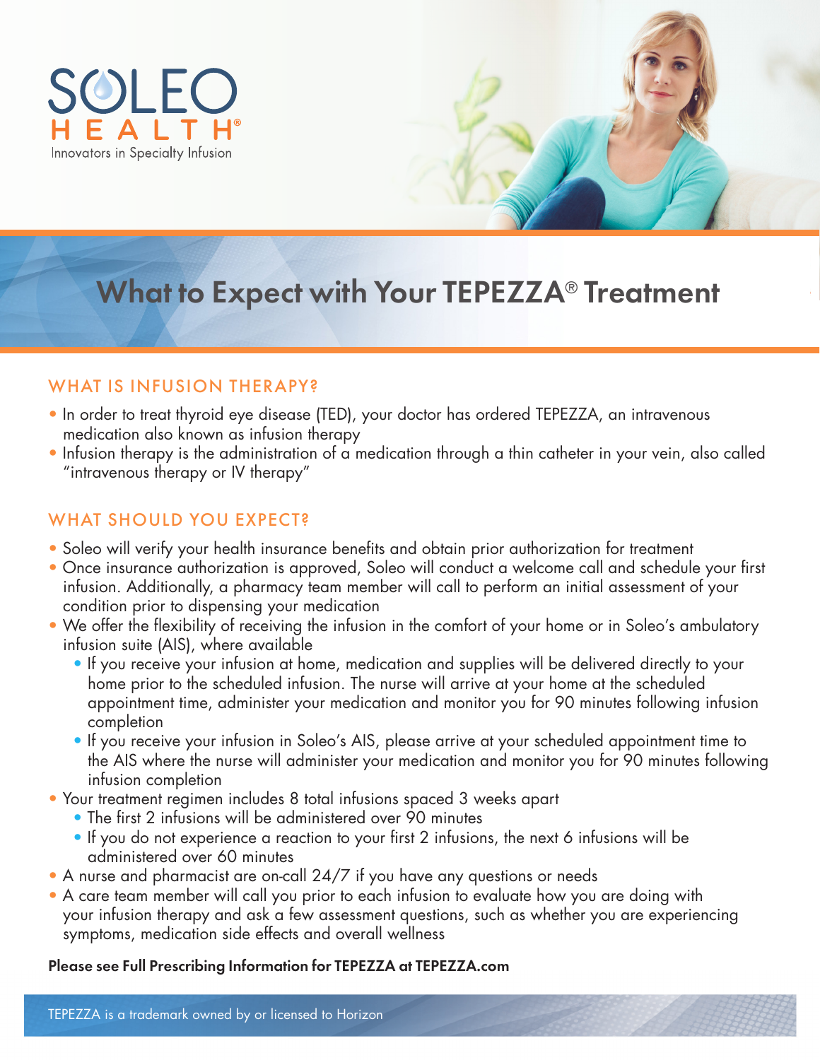SOLEO HEALTH®

Innovators in Specialty Infusion

# What to Expect with Your TEPEZZA® Treatment

## WHAT IS INFUSION THERAPY?

- In order to treat thyroid eye disease (TED), your doctor has ordered TEPEZZA, an intravenous medication also known as infusion therapy
- Infusion therapy is the administration of a medication through a thin catheter in your vein, also called "intravenous therapy or IV therapy"

## WHAT SHOULD YOU EXPECT?

- Soleo will verify your health insurance benefits and obtain prior authorization for treatment
- Once insurance authorization is approved, Soleo will conduct a welcome call and schedule your first infusion. Additionally, a pharmacy team member will call to perform an initial assessment of your condition prior to dispensing your medication
- We offer the flexibility of receiving the infusion in the comfort of your home or in Soleo's ambulatory infusion suite (AIS), where available
  - If you receive your infusion at home, medication and supplies will be delivered directly to your home prior to the scheduled infusion. The nurse will arrive at your home at the scheduled appointment time, administer your medication and monitor you for 90 minutes following infusion completion
  - If you receive your infusion in Soleo's AIS, please arrive at your scheduled appointment time to the AIS where the nurse will administer your medication and monitor you for 90 minutes following infusion completion
- Your treatment regimen includes 8 total infusions spaced 3 weeks apart
  - The first 2 infusions will be administered over 90 minutes
  - If you do not experience a reaction to your first 2 infusions, the next 6 infusions will be administered over 60 minutes
- A nurse and pharmacist are on-call 24/7 if you have any questions or needs
- A care team member will call you prior to each infusion to evaluate how you are doing with your infusion therapy and ask a few assessment questions, such as whether you are experiencing symptoms, medication side effects and overall wellness

**Please see Full Prescribing Information for TEPEZZA at TEPEZZA.com**

TEPEZZA is a trademark owned by or licensed to Horizon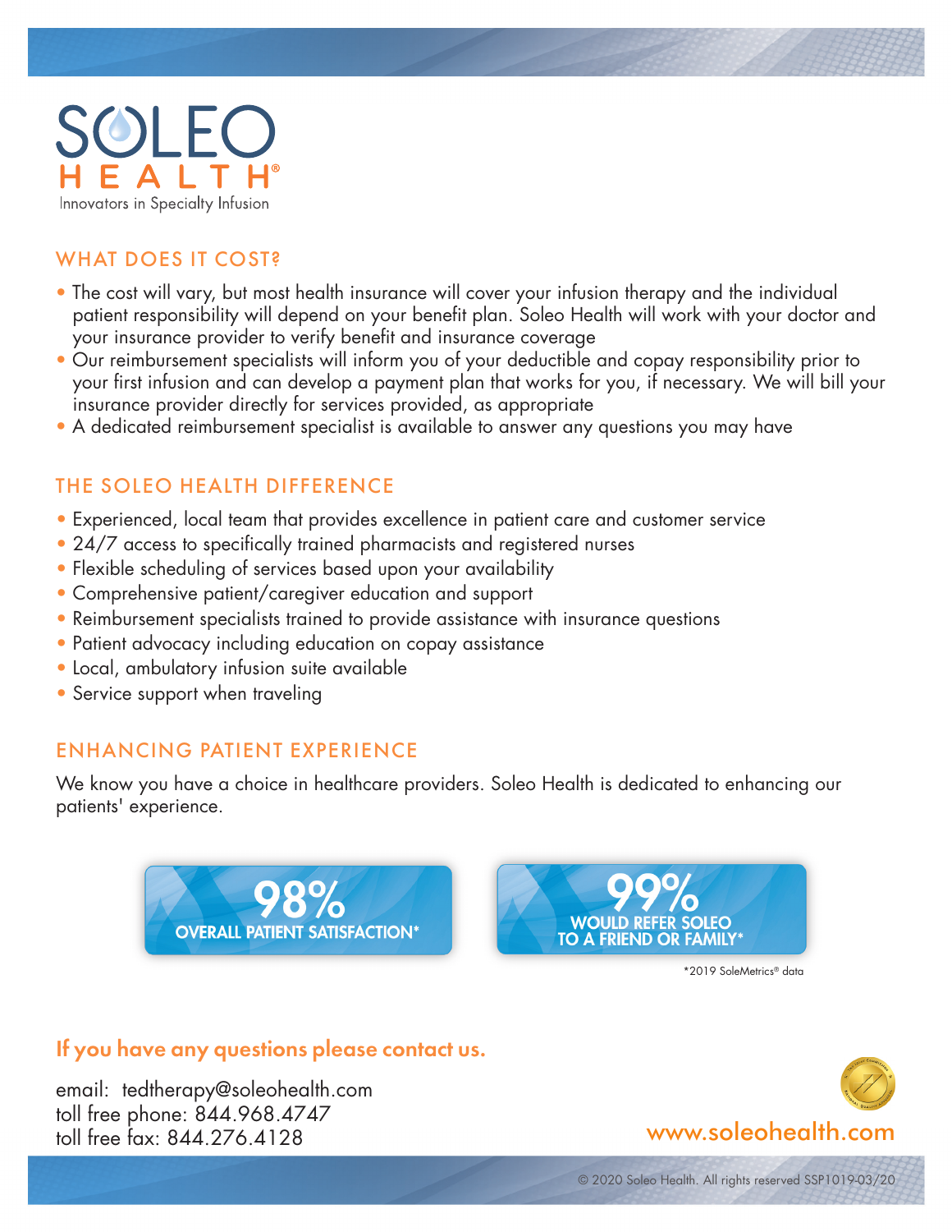# SOLEO HEALTH®

Innovators in Specialty Infusion

## WHAT DOES IT COST?

- The cost will vary, but most health insurance will cover your infusion therapy and the individual patient responsibility will depend on your benefit plan. Soleo Health will work with your doctor and your insurance provider to verify benefit and insurance coverage
- Our reimbursement specialists will inform you of your deductible and copay responsibility prior to your first infusion and can develop a payment plan that works for you, if necessary. We will bill your insurance provider directly for services provided, as appropriate
- A dedicated reimbursement specialist is available to answer any questions you may have

## THE SOLEO HEALTH DIFFERENCE

- Experienced, local team that provides excellence in patient care and customer service
- 24/7 access to specifically trained pharmacists and registered nurses
- Flexible scheduling of services based upon your availability
- Comprehensive patient/caregiver education and support
- Reimbursement specialists trained to provide assistance with insurance questions
- Patient advocacy including education on copay assistance
- Local, ambulatory infusion suite available
- Service support when traveling

## ENHANCING PATIENT EXPERIENCE

We know you have a choice in healthcare providers. Soleo Health is dedicated to enhancing our patients' experience.

**98%**
OVERALL PATIENT SATISFACTION*

**99%**
WOULD REFER SOLEO TO A FRIEND OR FAMILY*

*2019 SoleMetrics® data

## If you have any questions please contact us.

email: tedtherapy@soleohealth.com
toll free phone: 844.968.4747
toll free fax: 844.276.4128

www.soleohealth.com

© 2020 Soleo Health. All rights reserved SSP1019-03/20